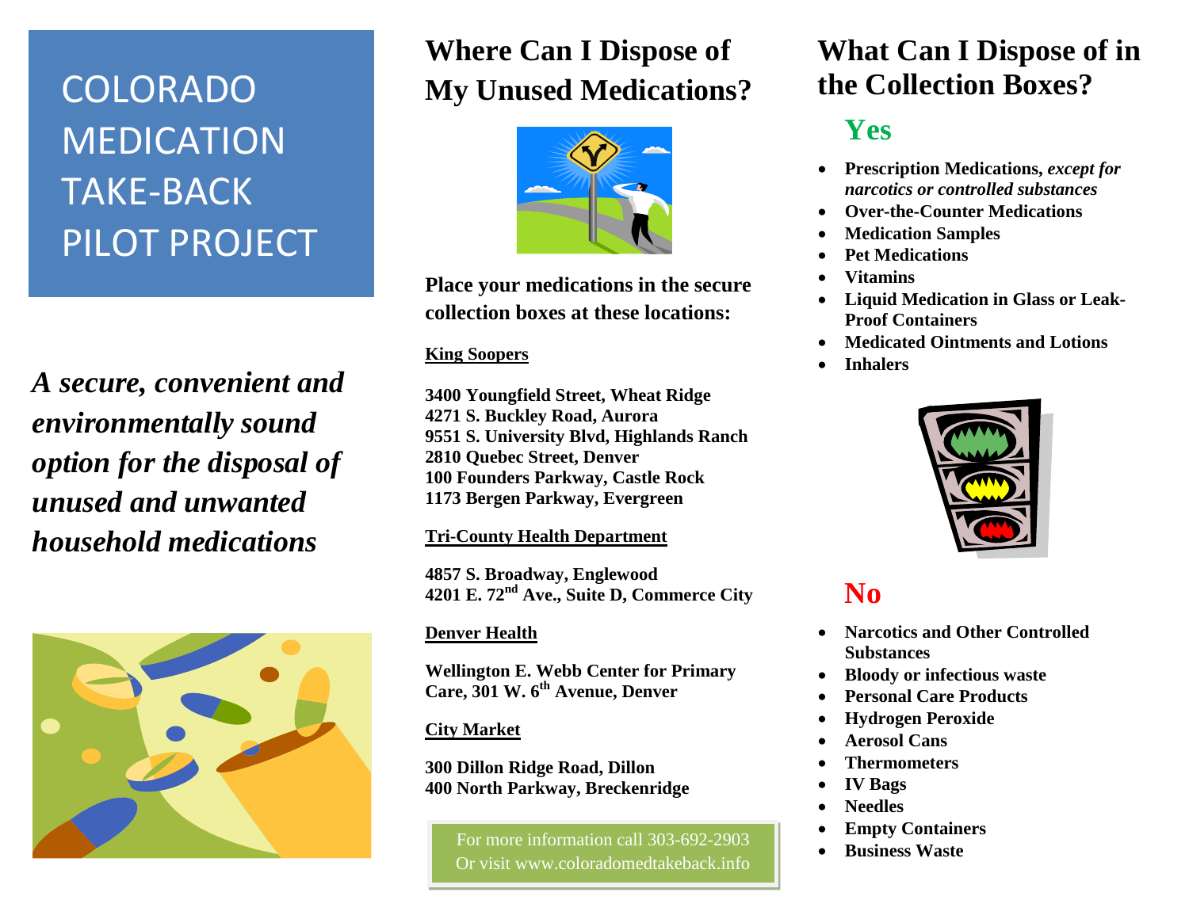# COLORADO MEDICATION TAKE-BACK PILOT PROJECT

***A secure, convenient and environmentally sound option for the disposal of unused and unwanted household medications***

## Where Can I Dispose of My Unused Medications?

**Place your medications in the secure collection boxes at these locations:**

**King Soopers**

**3400 Youngfield Street, Wheat Ridge**
**4271 S. Buckley Road, Aurora**
**9551 S. University Blvd, Highlands Ranch**
**2810 Quebec Street, Denver**
**100 Founders Parkway, Castle Rock**
**1173 Bergen Parkway, Evergreen**

**Tri-County Health Department**

**4857 S. Broadway, Englewood**
**4201 E. 72nd Ave., Suite D, Commerce City**

**Denver Health**

**Wellington E. Webb Center for Primary Care, 301 W. 6th Avenue, Denver**

**City Market**

**300 Dillon Ridge Road, Dillon**
**400 North Parkway, Breckenridge**

For more information call 303-692-2903
Or visit www.coloradomedtakeback.info

## What Can I Dispose of in the Collection Boxes?

### Yes

- **Prescription Medications, *except for narcotics or controlled substances***
- **Over-the-Counter Medications**
- **Medication Samples**
- **Pet Medications**
- **Vitamins**
- **Liquid Medication in Glass or Leak-Proof Containers**
- **Medicated Ointments and Lotions**
- **Inhalers**

### No

- **Narcotics and Other Controlled Substances**
- **Bloody or infectious waste**
- **Personal Care Products**
- **Hydrogen Peroxide**
- **Aerosol Cans**
- **Thermometers**
- **IV Bags**
- **Needles**
- **Empty Containers**
- **Business Waste**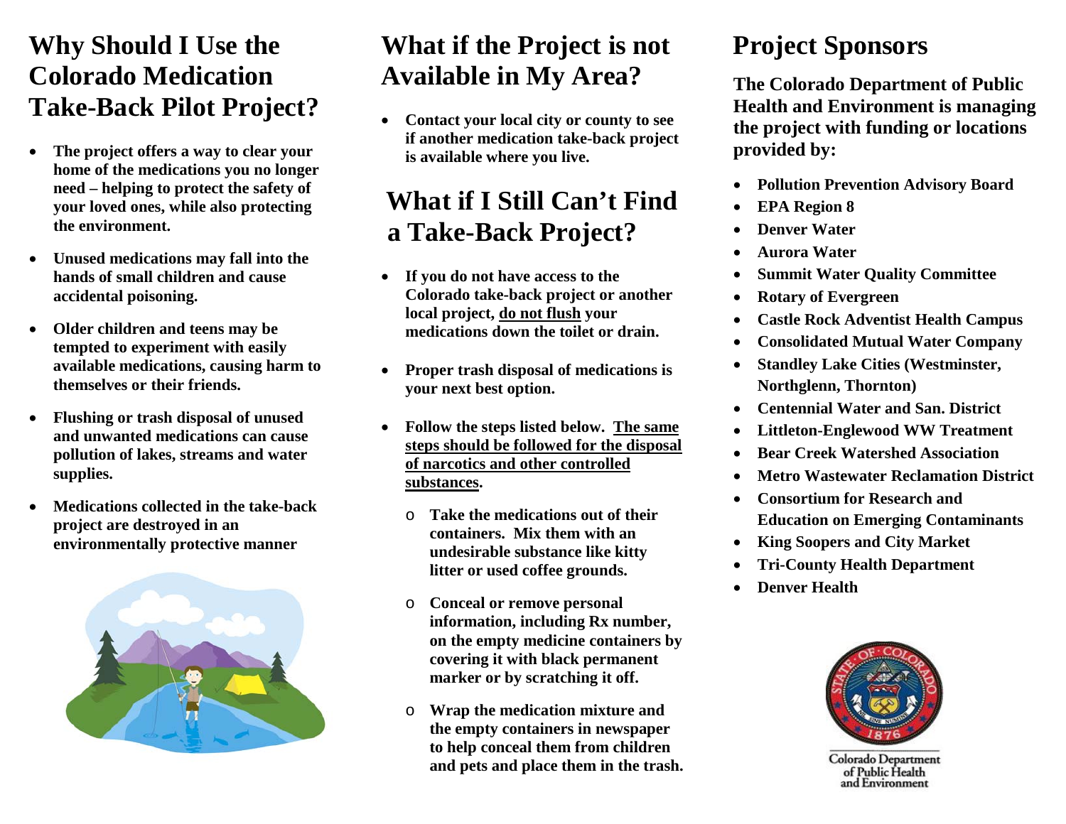# Why Should I Use the Colorado Medication Take-Back Pilot Project?

- **The project offers a way to clear your home of the medications you no longer need – helping to protect the safety of your loved ones, while also protecting the environment.**
- **Unused medications may fall into the hands of small children and cause accidental poisoning.**
- **Older children and teens may be tempted to experiment with easily available medications, causing harm to themselves or their friends.**
- **Flushing or trash disposal of unused and unwanted medications can cause pollution of lakes, streams and water supplies.**
- **Medications collected in the take-back project are destroyed in an environmentally protective manner**

# What if the Project is not Available in My Area?

- **Contact your local city or county to see if another medication take-back project is available where you live.**

# What if I Still Can't Find a Take-Back Project?

- **If you do not have access to the Colorado take-back project or another local project, <u>do not flush</u> your medications down the toilet or drain.**
- **Proper trash disposal of medications is your next best option.**
- **Follow the steps listed below. <u>The same steps should be followed for the disposal of narcotics and other controlled substances</u>.**
  - **Take the medications out of their containers. Mix them with an undesirable substance like kitty litter or used coffee grounds.**
  - **Conceal or remove personal information, including Rx number, on the empty medicine containers by covering it with black permanent marker or by scratching it off.**
  - **Wrap the medication mixture and the empty containers in newspaper to help conceal them from children and pets and place them in the trash.**

# Project Sponsors

**The Colorado Department of Public Health and Environment is managing the project with funding or locations provided by:**

- **Pollution Prevention Advisory Board**
- **EPA Region 8**
- **Denver Water**
- **Aurora Water**
- **Summit Water Quality Committee**
- **Rotary of Evergreen**
- **Castle Rock Adventist Health Campus**
- **Consolidated Mutual Water Company**
- **Standley Lake Cities (Westminster, Northglenn, Thornton)**
- **Centennial Water and San. District**
- **Littleton-Englewood WW Treatment**
- **Bear Creek Watershed Association**
- **Metro Wastewater Reclamation District**
- **Consortium for Research and Education on Emerging Contaminants**
- **King Soopers and City Market**
- **Tri-County Health Department**
- **Denver Health**

Colorado Department of Public Health and Environment